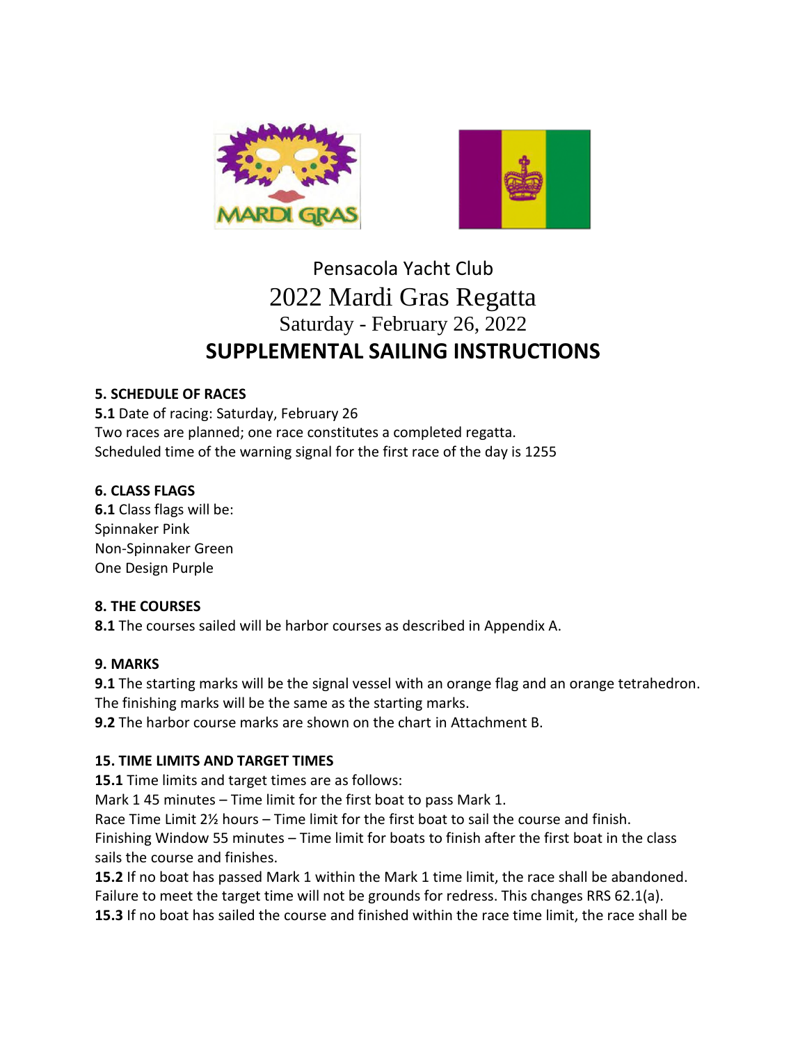Pensacola Yacht Club

# 2022 Mardi Gras Regatta

Saturday - February 26, 2022

# SUPPLEMENTAL SAILING INSTRUCTIONS

**5. SCHEDULE OF RACES**

**5.1** Date of racing: Saturday, February 26
Two races are planned; one race constitutes a completed regatta.
Scheduled time of the warning signal for the first race of the day is 1255

**6. CLASS FLAGS**

**6.1** Class flags will be:
Spinnaker Pink
Non-Spinnaker Green
One Design Purple

**8. THE COURSES**

**8.1** The courses sailed will be harbor courses as described in Appendix A.

**9. MARKS**

**9.1** The starting marks will be the signal vessel with an orange flag and an orange tetrahedron. The finishing marks will be the same as the starting marks.
**9.2** The harbor course marks are shown on the chart in Attachment B.

**15. TIME LIMITS AND TARGET TIMES**

**15.1** Time limits and target times are as follows:
Mark 1 45 minutes – Time limit for the first boat to pass Mark 1.
Race Time Limit 2½ hours – Time limit for the first boat to sail the course and finish.
Finishing Window 55 minutes – Time limit for boats to finish after the first boat in the class sails the course and finishes.
**15.2** If no boat has passed Mark 1 within the Mark 1 time limit, the race shall be abandoned. Failure to meet the target time will not be grounds for redress. This changes RRS 62.1(a).
**15.3** If no boat has sailed the course and finished within the race time limit, the race shall be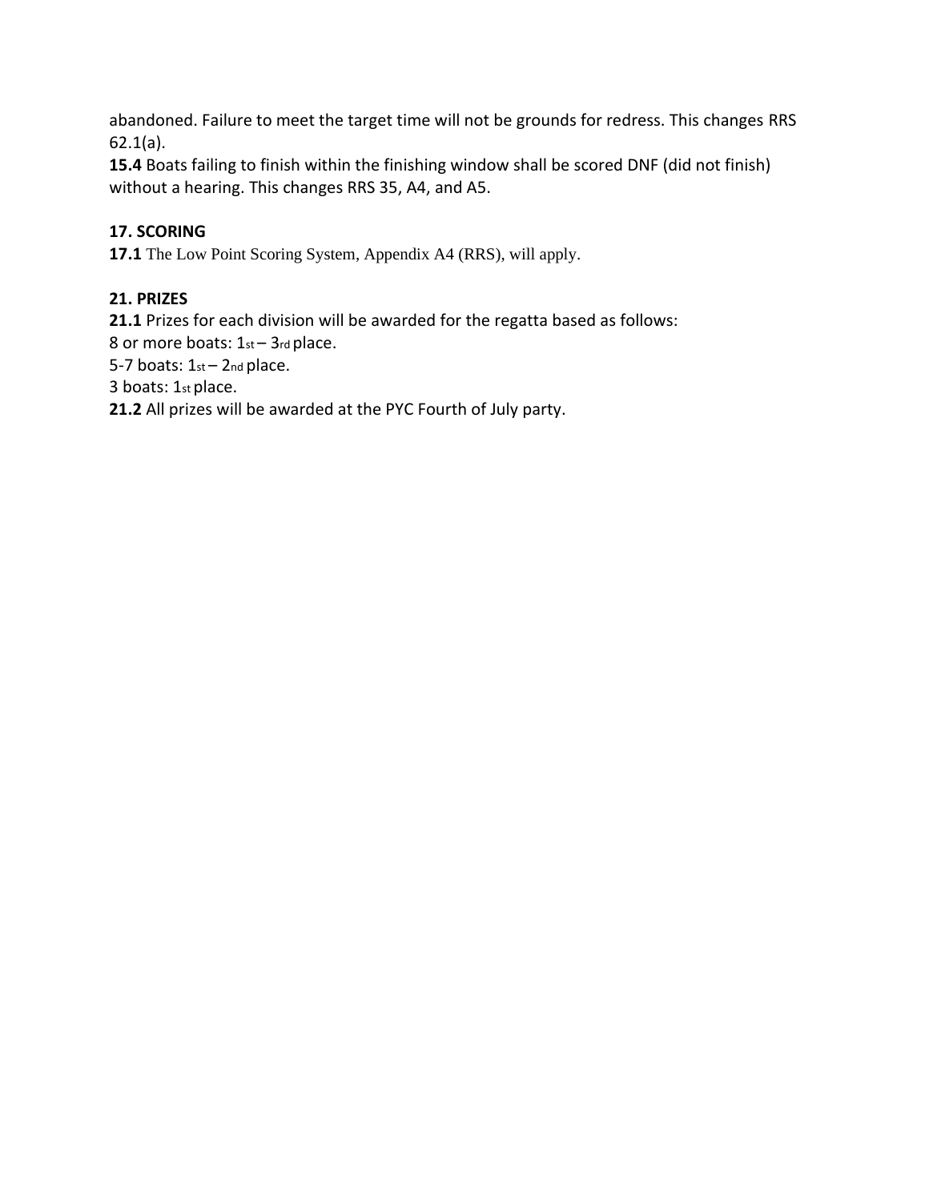abandoned. Failure to meet the target time will not be grounds for redress. This changes RRS 62.1(a).

**15.4** Boats failing to finish within the finishing window shall be scored DNF (did not finish) without a hearing. This changes RRS 35, A4, and A5.

**17. SCORING**

**17.1** The Low Point Scoring System, Appendix A4 (RRS), will apply.

**21. PRIZES**

**21.1** Prizes for each division will be awarded for the regatta based as follows:

8 or more boats: 1st – 3rd place.

5-7 boats: 1st – 2nd place.

3 boats: 1st place.

**21.2** All prizes will be awarded at the PYC Fourth of July party.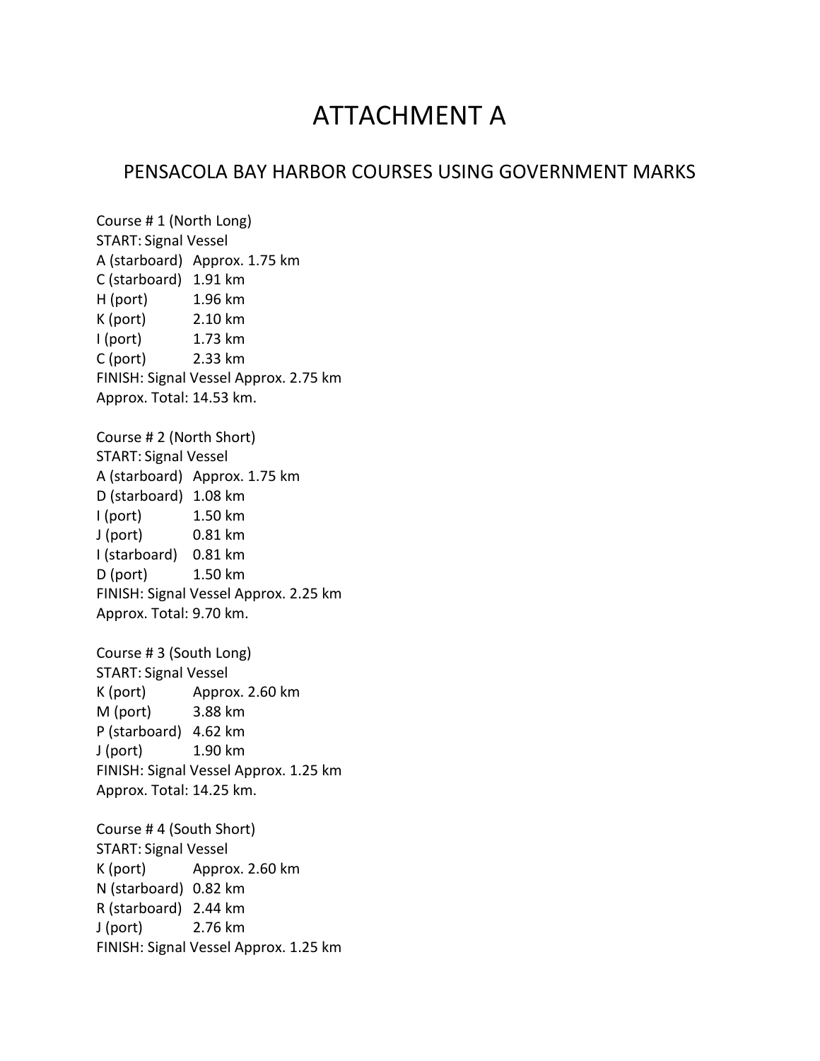# ATTACHMENT A

## PENSACOLA BAY HARBOR COURSES USING GOVERNMENT MARKS

Course # 1 (North Long)
START: Signal Vessel
A (starboard) Approx. 1.75 km
C (starboard) 1.91 km
H (port) 1.96 km
K (port) 2.10 km
I (port) 1.73 km
C (port) 2.33 km
FINISH: Signal Vessel Approx. 2.75 km
Approx. Total: 14.53 km.

Course # 2 (North Short)
START: Signal Vessel
A (starboard) Approx. 1.75 km
D (starboard) 1.08 km
I (port) 1.50 km
J (port) 0.81 km
I (starboard) 0.81 km
D (port) 1.50 km
FINISH: Signal Vessel Approx. 2.25 km
Approx. Total: 9.70 km.

Course # 3 (South Long)
START: Signal Vessel
K (port) Approx. 2.60 km
M (port) 3.88 km
P (starboard) 4.62 km
J (port) 1.90 km
FINISH: Signal Vessel Approx. 1.25 km
Approx. Total: 14.25 km.

Course # 4 (South Short)
START: Signal Vessel
K (port) Approx. 2.60 km
N (starboard) 0.82 km
R (starboard) 2.44 km
J (port) 2.76 km
FINISH: Signal Vessel Approx. 1.25 km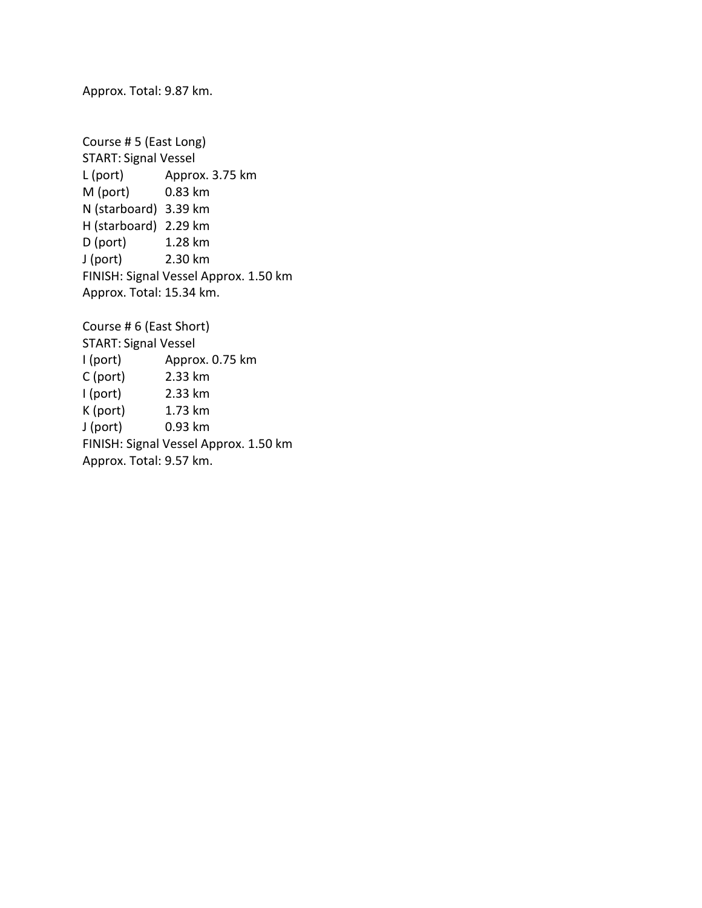Approx. Total: 9.87 km.

Course # 5 (East Long)
START: Signal Vessel

| | |
|---|---|
| L (port) | Approx. 3.75 km |
| M (port) | 0.83 km |
| N (starboard) | 3.39 km |
| H (starboard) | 2.29 km |
| D (port) | 1.28 km |
| J (port) | 2.30 km |

FINISH: Signal Vessel Approx. 1.50 km
Approx. Total: 15.34 km.

Course # 6 (East Short)
START: Signal Vessel

| | |
|---|---|
| I (port) | Approx. 0.75 km |
| C (port) | 2.33 km |
| I (port) | 2.33 km |
| K (port) | 1.73 km |
| J (port) | 0.93 km |

FINISH: Signal Vessel Approx. 1.50 km
Approx. Total: 9.57 km.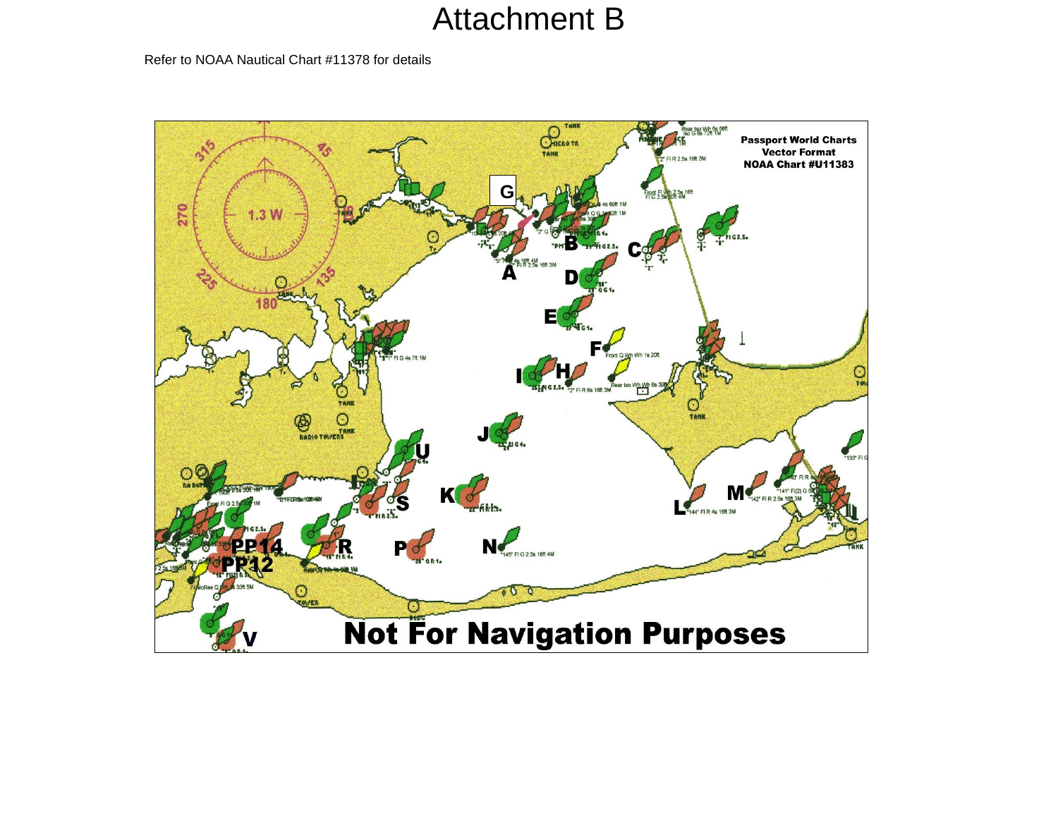# Attachment B

Refer to NOAA Nautical Chart #11378 for details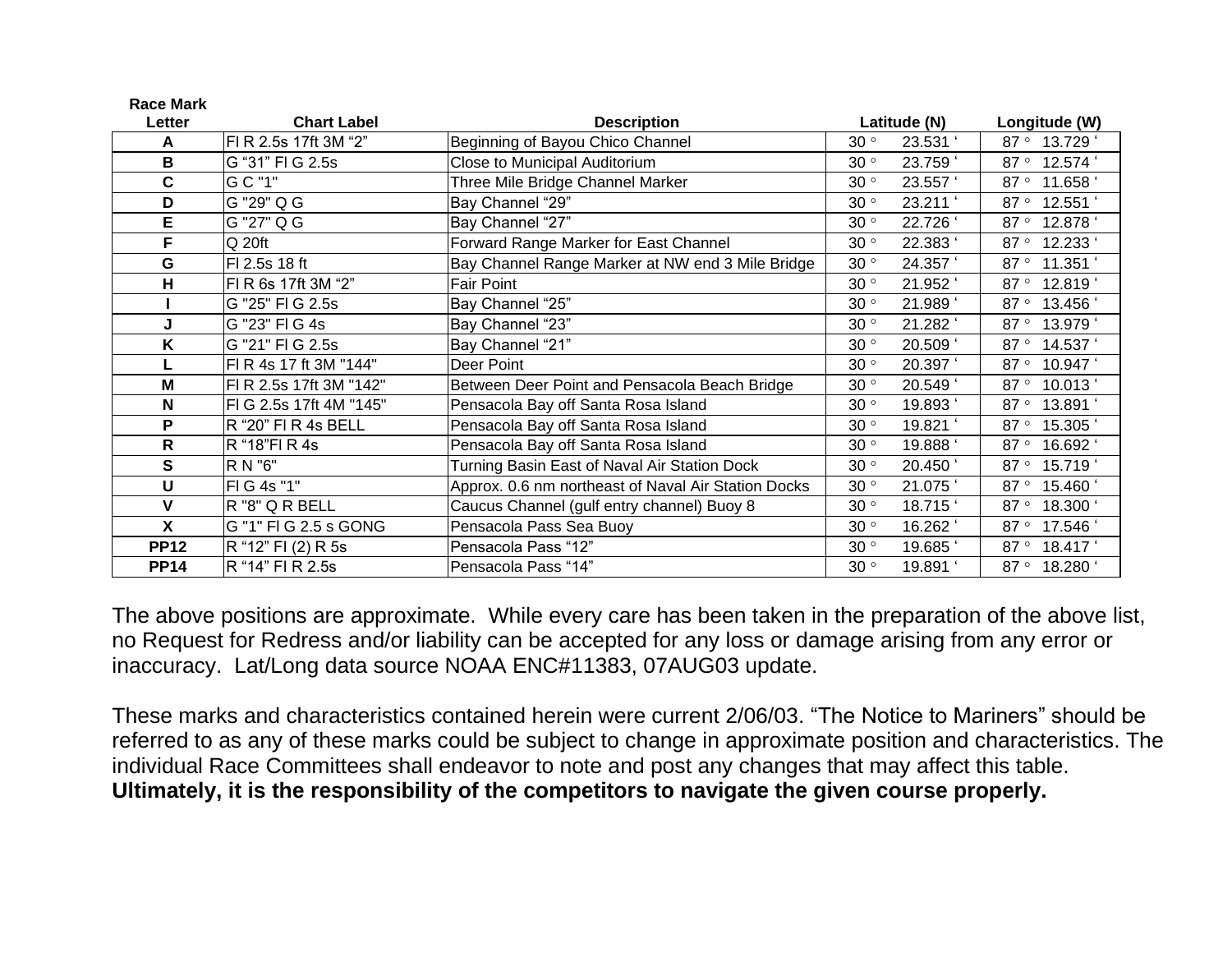| Race Mark Letter | Chart Label | Description | Latitude (N) | Longitude (W) |
|---|---|---|---|---|
| A | Fl R 2.5s 17ft 3M "2" | Beginning of Bayou Chico Channel | 30 ° 23.531 ' | 87 ° 13.729 ' |
| B | G "31" Fl G 2.5s | Close to Municipal Auditorium | 30 ° 23.759 ' | 87 ° 12.574 ' |
| C | G C "1" | Three Mile Bridge Channel Marker | 30 ° 23.557 ' | 87 ° 11.658 ' |
| D | G "29" Q G | Bay Channel "29" | 30 ° 23.211 ' | 87 ° 12.551 ' |
| E | G "27" Q G | Bay Channel "27" | 30 ° 22.726 ' | 87 ° 12.878 ' |
| F | Q 20ft | Forward Range Marker for East Channel | 30 ° 22.383 ' | 87 ° 12.233 ' |
| G | Fl 2.5s 18 ft | Bay Channel Range Marker at NW end 3 Mile Bridge | 30 ° 24.357 ' | 87 ° 11.351 ' |
| H | Fl R 6s 17ft 3M "2" | Fair Point | 30 ° 21.952 ' | 87 ° 12.819 ' |
| I | G "25" Fl G 2.5s | Bay Channel "25" | 30 ° 21.989 ' | 87 ° 13.456 ' |
| J | G "23" Fl G 4s | Bay Channel "23" | 30 ° 21.282 ' | 87 ° 13.979 ' |
| K | G "21" Fl G 2.5s | Bay Channel "21" | 30 ° 20.509 ' | 87 ° 14.537 ' |
| L | Fl R 4s 17 ft 3M "144" | Deer Point | 30 ° 20.397 ' | 87 ° 10.947 ' |
| M | Fl R 2.5s 17ft 3M "142" | Between Deer Point and Pensacola Beach Bridge | 30 ° 20.549 ' | 87 ° 10.013 ' |
| N | Fl G 2.5s 17ft 4M "145" | Pensacola Bay off Santa Rosa Island | 30 ° 19.893 ' | 87 ° 13.891 ' |
| P | R "20" Fl R 4s BELL | Pensacola Bay off Santa Rosa Island | 30 ° 19.821 ' | 87 ° 15.305 ' |
| R | R "18"Fl R 4s | Pensacola Bay off Santa Rosa Island | 30 ° 19.888 ' | 87 ° 16.692 ' |
| S | R N "6" | Turning Basin East of Naval Air Station Dock | 30 ° 20.450 ' | 87 ° 15.719 ' |
| U | Fl G 4s "1" | Approx. 0.6 nm northeast of Naval Air Station Docks | 30 ° 21.075 ' | 87 ° 15.460 ' |
| V | R "8" Q R BELL | Caucus Channel (gulf entry channel) Buoy 8 | 30 ° 18.715 ' | 87 ° 18.300 ' |
| X | G "1" Fl G 2.5 s GONG | Pensacola Pass Sea Buoy | 30 ° 16.262 ' | 87 ° 17.546 ' |
| PP12 | R "12" Fl (2) R 5s | Pensacola Pass "12" | 30 ° 19.685 ' | 87 ° 18.417 ' |
| PP14 | R "14" Fl R 2.5s | Pensacola Pass "14" | 30 ° 19.891 ' | 87 ° 18.280 ' |

The above positions are approximate. While every care has been taken in the preparation of the above list, no Request for Redress and/or liability can be accepted for any loss or damage arising from any error or inaccuracy. Lat/Long data source NOAA ENC#11383, 07AUG03 update.

These marks and characteristics contained herein were current 2/06/03. "The Notice to Mariners" should be referred to as any of these marks could be subject to change in approximate position and characteristics. The individual Race Committees shall endeavor to note and post any changes that may affect this table. **Ultimately, it is the responsibility of the competitors to navigate the given course properly.**